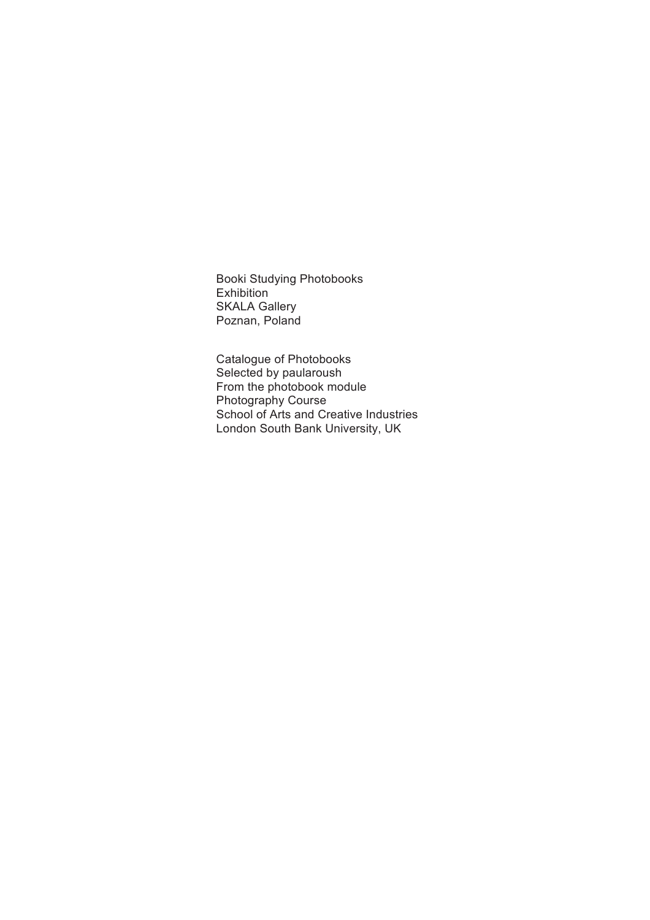Booki Studying Photobooks
Exhibition
SKALA Gallery
Poznan, Poland

Catalogue of Photobooks
Selected by paularoush
From the photobook module
Photography Course
School of Arts and Creative Industries
London South Bank University, UK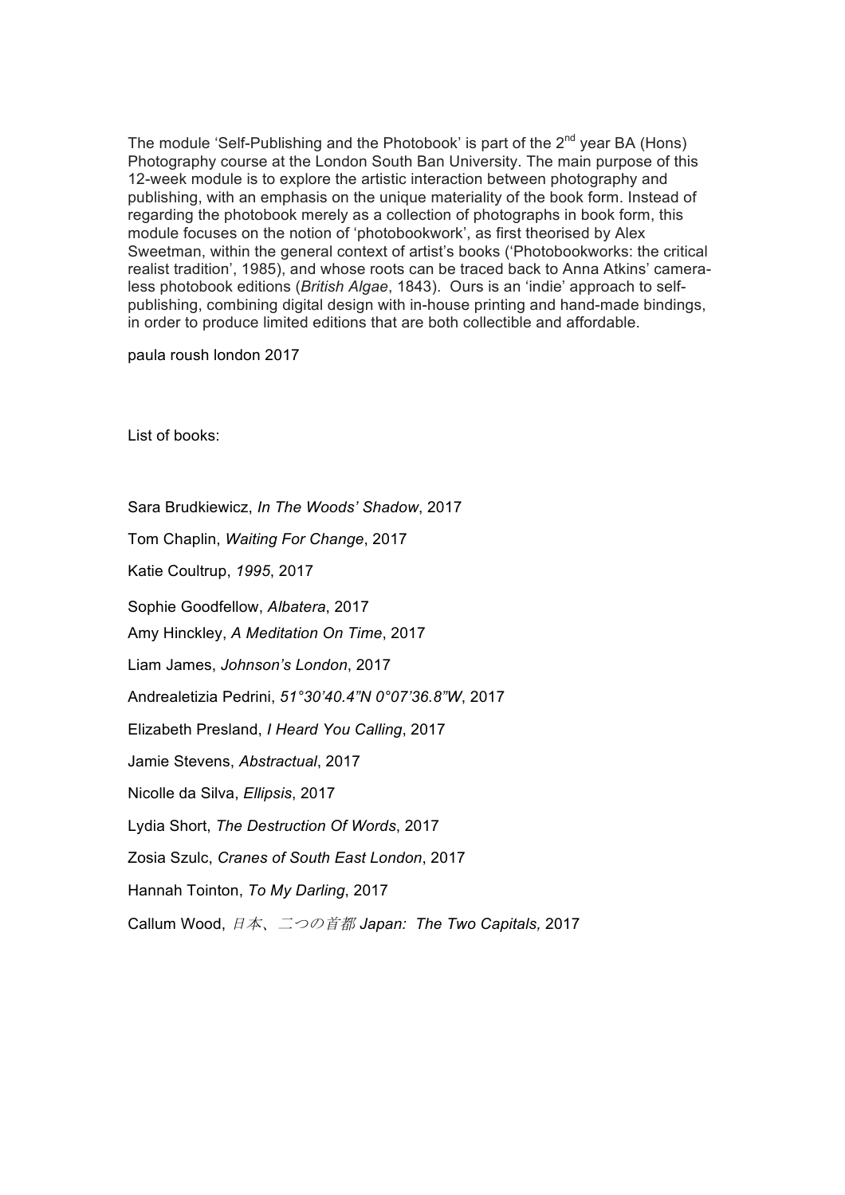The module 'Self-Publishing and the Photobook' is part of the 2nd year BA (Hons) Photography course at the London South Ban University. The main purpose of this 12-week module is to explore the artistic interaction between photography and publishing, with an emphasis on the unique materiality of the book form. Instead of regarding the photobook merely as a collection of photographs in book form, this module focuses on the notion of 'photobookwork', as first theorised by Alex Sweetman, within the general context of artist's books ('Photobookworks: the critical realist tradition', 1985), and whose roots can be traced back to Anna Atkins' camera-less photobook editions (*British Algae*, 1843). Ours is an 'indie' approach to self-publishing, combining digital design with in-house printing and hand-made bindings, in order to produce limited editions that are both collectible and affordable.

paula roush london 2017

List of books:

Sara Brudkiewicz, *In The Woods' Shadow*, 2017

Tom Chaplin, *Waiting For Change*, 2017

Katie Coultrup, *1995*, 2017

Sophie Goodfellow, *Albatera*, 2017

Amy Hinckley, *A Meditation On Time*, 2017

Liam James, *Johnson's London*, 2017

Andrealetizia Pedrini, *51°30'40.4"N 0°07'36.8"W*, 2017

Elizabeth Presland, *I Heard You Calling*, 2017

Jamie Stevens, *Abstractual*, 2017

Nicolle da Silva, *Ellipsis*, 2017

Lydia Short, *The Destruction Of Words*, 2017

Zosia Szulc, *Cranes of South East London*, 2017

Hannah Tointon, *To My Darling*, 2017

Callum Wood, *日本、二つの首都 Japan: The Two Capitals,* 2017